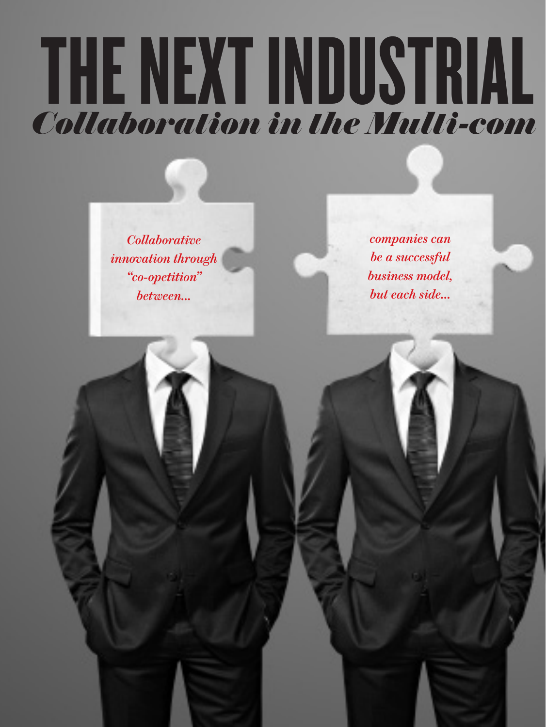# THE NEXT INDUSTRIAL

## *Collaboration in the Multi-com*

*Collaborative innovation through "co-opetition" between...*

*companies can be a successful business model, but each side...*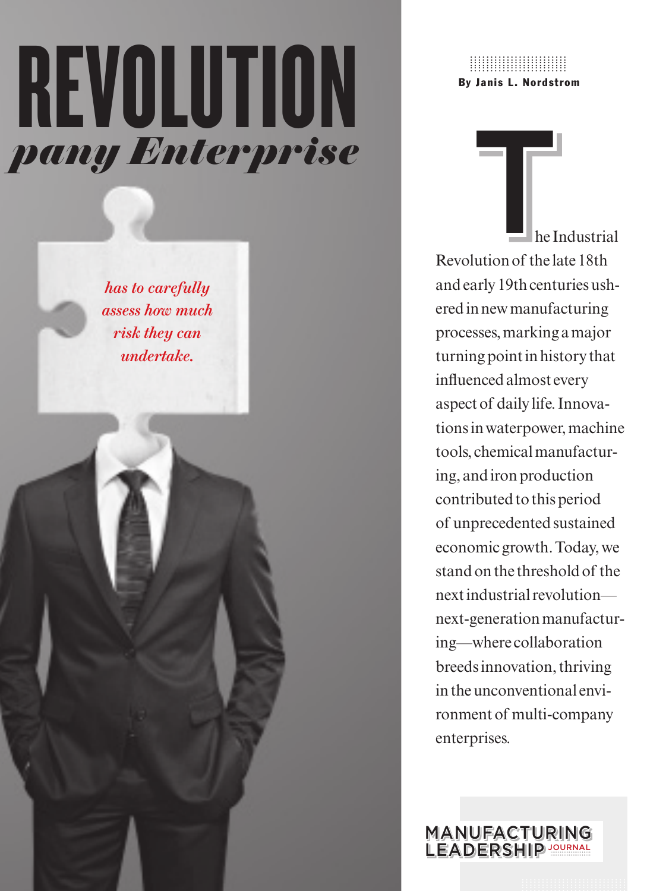# REVOLUTION

## *pany Enterprise*

*has to carefully assess how much risk they can undertake.*

**By Janis L. Nordstrom**

The Industrial Revolution of the late 18th and early 19th centuries ushered in new manufacturing processes, marking a major turning point in history that influenced almost every aspect of daily life. Innovations in waterpower, machine tools, chemical manufacturing, and iron production contributed to this period of unprecedented sustained economic growth. Today, we stand on the threshold of the next industrial revolution—next-generation manufacturing—where collaboration breeds innovation, thriving in the unconventional environment of multi-company enterprises.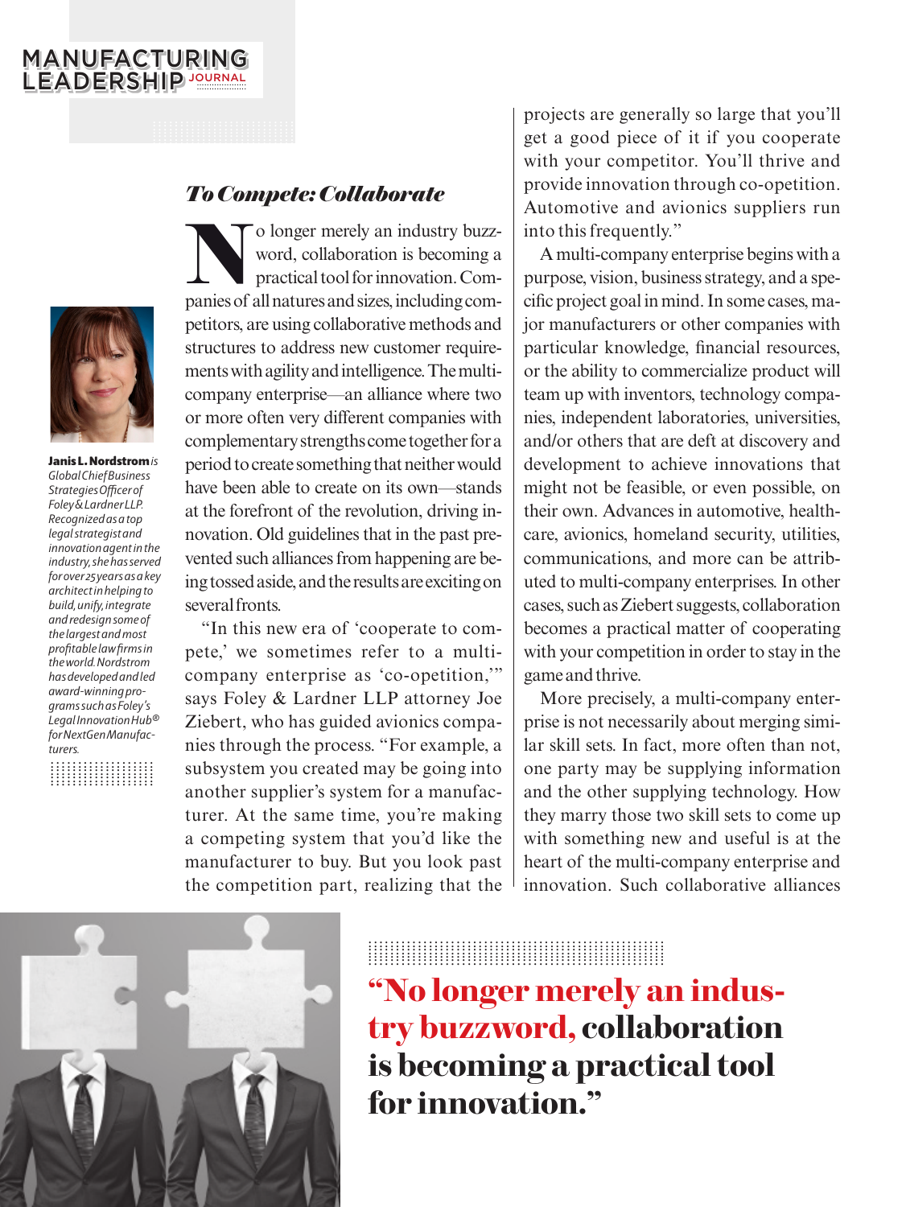## *To Compete: Collaborate*

No longer merely an industry buzzword, collaboration is becoming a practical tool for innovation. Companies of all natures and sizes, including competitors, are using collaborative methods and structures to address new customer requirements with agility and intelligence. The multi-company enterprise—an alliance where two or more often very different companies with complementary strengths come together for a period to create something that neither would have been able to create on its own—stands at the forefront of the revolution, driving innovation. Old guidelines that in the past prevented such alliances from happening are being tossed aside, and the results are exciting on several fronts.

"In this new era of 'cooperate to compete,' we sometimes refer to a multi-company enterprise as 'co-opetition,'" says Foley & Lardner LLP attorney Joe Ziebert, who has guided avionics companies through the process. "For example, a subsystem you created may be going into another supplier's system for a manufacturer. At the same time, you're making a competing system that you'd like the manufacturer to buy. But you look past the competition part, realizing that the projects are generally so large that you'll get a good piece of it if you cooperate with your competitor. You'll thrive and provide innovation through co-opetition. Automotive and avionics suppliers run into this frequently."

A multi-company enterprise begins with a purpose, vision, business strategy, and a specific project goal in mind. In some cases, major manufacturers or other companies with particular knowledge, financial resources, or the ability to commercialize product will team up with inventors, technology companies, independent laboratories, universities, and/or others that are deft at discovery and development to achieve innovations that might not be feasible, or even possible, on their own. Advances in automotive, healthcare, avionics, homeland security, utilities, communications, and more can be attributed to multi-company enterprises. In other cases, such as Ziebert suggests, collaboration becomes a practical matter of cooperating with your competition in order to stay in the game and thrive.

More precisely, a multi-company enterprise is not necessarily about merging similar skill sets. In fact, more often than not, one party may be supplying information and the other supplying technology. How they marry those two skill sets to come up with something new and useful is at the heart of the multi-company enterprise and innovation. Such collaborative alliances

**Janis L. Nordstrom** *is Global Chief Business Strategies Officer of Foley & Lardner LLP. Recognized as a top legal strategist and innovation agent in the industry, she has served for over 25 years as a key architect in helping to build, unify, integrate and redesign some of the largest and most profitable law firms in the world. Nordstrom has developed and led award-winning programs such as Foley's Legal Innovation Hub® for NextGen Manufacturers.*

> **"No longer merely an industry buzzword, collaboration is becoming a practical tool for innovation."**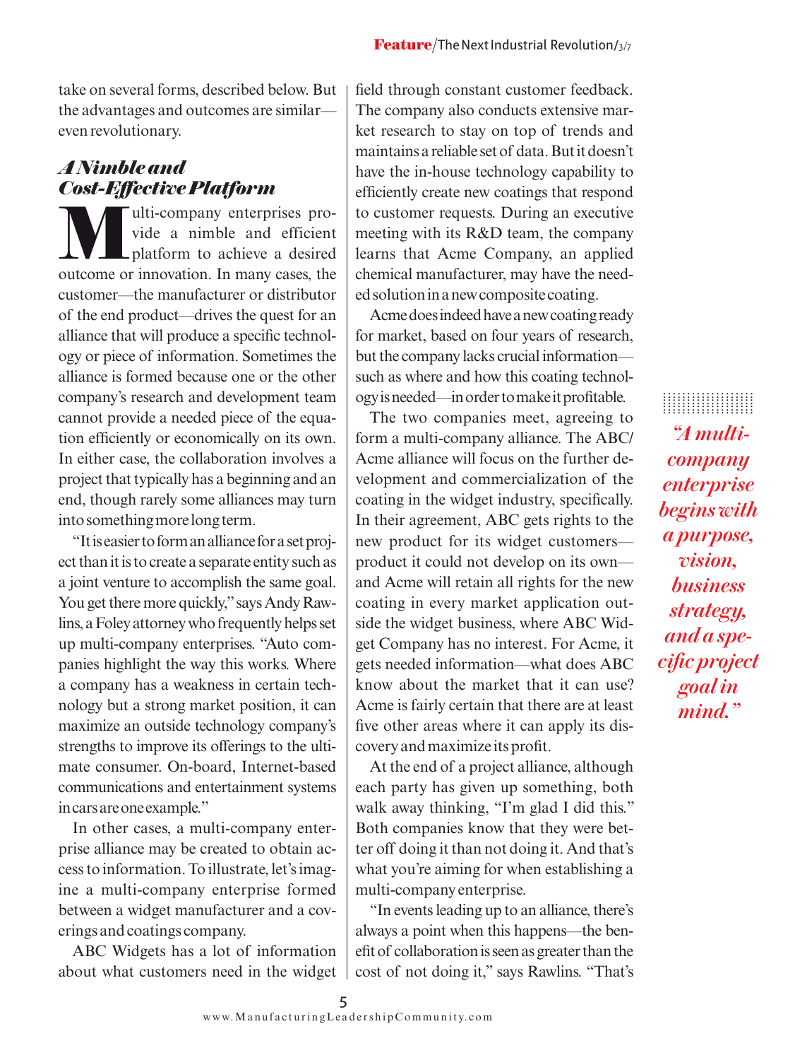take on several forms, described below. But the advantages and outcomes are similar—even revolutionary.

## *A Nimble and Cost-Effective Platform*

Multi-company enterprises provide a nimble and efficient platform to achieve a desired outcome or innovation. In many cases, the customer—the manufacturer or distributor of the end product—drives the quest for an alliance that will produce a specific technology or piece of information. Sometimes the alliance is formed because one or the other company's research and development team cannot provide a needed piece of the equation efficiently or economically on its own. In either case, the collaboration involves a project that typically has a beginning and an end, though rarely some alliances may turn into something more long term.

"It is easier to form an alliance for a set project than it is to create a separate entity such as a joint venture to accomplish the same goal. You get there more quickly," says Andy Rawlins, a Foley attorney who frequently helps set up multi-company enterprises. "Auto companies highlight the way this works. Where a company has a weakness in certain technology but a strong market position, it can maximize an outside technology company's strengths to improve its offerings to the ultimate consumer. On-board, Internet-based communications and entertainment systems in cars are one example."

In other cases, a multi-company enterprise alliance may be created to obtain access to information. To illustrate, let's imagine a multi-company enterprise formed between a widget manufacturer and a coverings and coatings company.

ABC Widgets has a lot of information about what customers need in the widget field through constant customer feedback. The company also conducts extensive market research to stay on top of trends and maintains a reliable set of data. But it doesn't have the in-house technology capability to efficiently create new coatings that respond to customer requests. During an executive meeting with its R&D team, the company learns that Acme Company, an applied chemical manufacturer, may have the needed solution in a new composite coating.

Acme does indeed have a new coating ready for market, based on four years of research, but the company lacks crucial information—such as where and how this coating technology is needed—in order to make it profitable.

The two companies meet, agreeing to form a multi-company alliance. The ABC/Acme alliance will focus on the further development and commercialization of the coating in the widget industry, specifically. In their agreement, ABC gets rights to the new product for its widget customers—product it could not develop on its own—and Acme will retain all rights for the new coating in every market application outside the widget business, where ABC Widget Company has no interest. For Acme, it gets needed information—what does ABC know about the market that it can use? Acme is fairly certain that there are at least five other areas where it can apply its discovery and maximize its profit.

At the end of a project alliance, although each party has given up something, both walk away thinking, "I'm glad I did this." Both companies know that they were better off doing it than not doing it. And that's what you're aiming for when establishing a multi-company enterprise.

"In events leading up to an alliance, there's always a point when this happens—the benefit of collaboration is seen as greater than the cost of not doing it," says Rawlins. "That's

> ***"A multi-company enterprise begins with a purpose, vision, business strategy, and a specific project goal in mind."***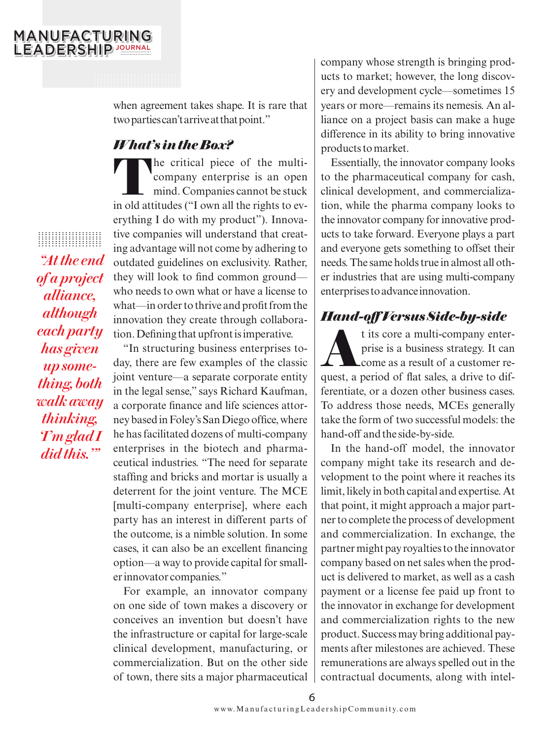when agreement takes shape. It is rare that two parties can't arrive at that point."

### *What's in the Box?*

The critical piece of the multi-company enterprise is an open mind. Companies cannot be stuck in old attitudes ("I own all the rights to everything I do with my product"). Innovative companies will understand that creating advantage will not come by adhering to outdated guidelines on exclusivity. Rather, they will look to find common ground—who needs to own what or have a license to what—in order to thrive and profit from the innovation they create through collaboration. Defining that upfront is imperative.

*"At the end of a project alliance, although each party has given up something, both walk away thinking, 'I'm glad I did this.'"*

"In structuring business enterprises today, there are few examples of the classic joint venture—a separate corporate entity in the legal sense," says Richard Kaufman, a corporate finance and life sciences attorney based in Foley's San Diego office, where he has facilitated dozens of multi-company enterprises in the biotech and pharmaceutical industries. "The need for separate staffing and bricks and mortar is usually a deterrent for the joint venture. The MCE [multi-company enterprise], where each party has an interest in different parts of the outcome, is a nimble solution. In some cases, it can also be an excellent financing option—a way to provide capital for smaller innovator companies."

For example, an innovator company on one side of town makes a discovery or conceives an invention but doesn't have the infrastructure or capital for large-scale clinical development, manufacturing, or commercialization. But on the other side of town, there sits a major pharmaceutical company whose strength is bringing products to market; however, the long discovery and development cycle—sometimes 15 years or more—remains its nemesis. An alliance on a project basis can make a huge difference in its ability to bring innovative products to market.

Essentially, the innovator company looks to the pharmaceutical company for cash, clinical development, and commercialization, while the pharma company looks to the innovator company for innovative products to take forward. Everyone plays a part and everyone gets something to offset their needs. The same holds true in almost all other industries that are using multi-company enterprises to advance innovation.

### *Hand-off Versus Side-by-side*

At its core a multi-company enterprise is a business strategy. It can come as a result of a customer request, a period of flat sales, a drive to differentiate, or a dozen other business cases. To address those needs, MCEs generally take the form of two successful models: the hand-off and the side-by-side.

In the hand-off model, the innovator company might take its research and development to the point where it reaches its limit, likely in both capital and expertise. At that point, it might approach a major partner to complete the process of development and commercialization. In exchange, the partner might pay royalties to the innovator company based on net sales when the product is delivered to market, as well as a cash payment or a license fee paid up front to the innovator in exchange for development and commercialization rights to the new product. Success may bring additional payments after milestones are achieved. These remunerations are always spelled out in the contractual documents, along with intel-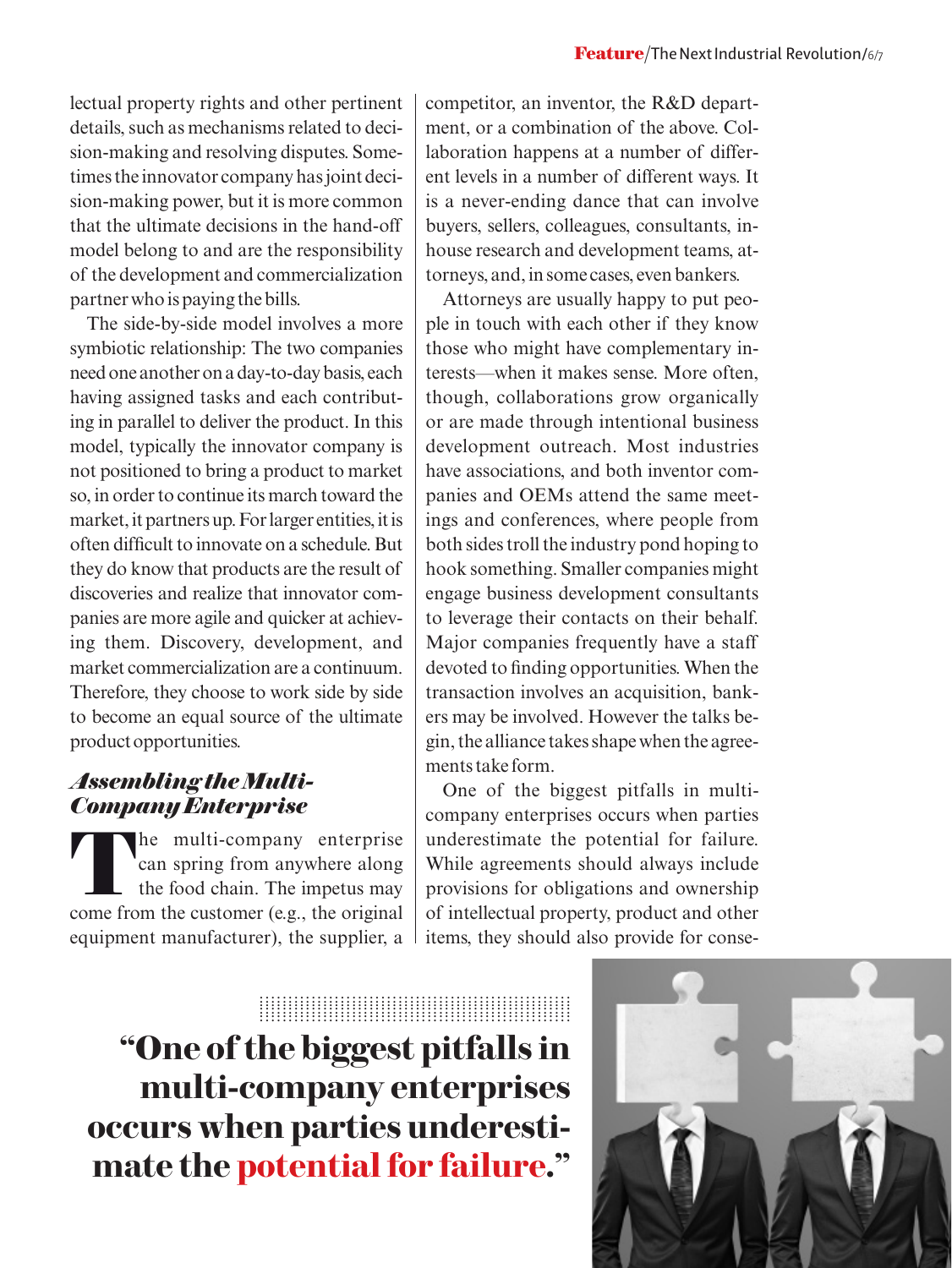lectual property rights and other pertinent details, such as mechanisms related to decision-making and resolving disputes. Sometimes the innovator company has joint decision-making power, but it is more common that the ultimate decisions in the hand-off model belong to and are the responsibility of the development and commercialization partner who is paying the bills.

The side-by-side model involves a more symbiotic relationship: The two companies need one another on a day-to-day basis, each having assigned tasks and each contributing in parallel to deliver the product. In this model, typically the innovator company is not positioned to bring a product to market so, in order to continue its march toward the market, it partners up. For larger entities, it is often difficult to innovate on a schedule. But they do know that products are the result of discoveries and realize that innovator companies are more agile and quicker at achieving them. Discovery, development, and market commercialization are a continuum. Therefore, they choose to work side by side to become an equal source of the ultimate product opportunities.

## *Assembling the Multi-Company Enterprise*

The multi-company enterprise can spring from anywhere along the food chain. The impetus may come from the customer (e.g., the original equipment manufacturer), the supplier, a competitor, an inventor, the R&D department, or a combination of the above. Collaboration happens at a number of different levels in a number of different ways. It is a never-ending dance that can involve buyers, sellers, colleagues, consultants, in-house research and development teams, attorneys, and, in some cases, even bankers.

Attorneys are usually happy to put people in touch with each other if they know those who might have complementary interests—when it makes sense. More often, though, collaborations grow organically or are made through intentional business development outreach. Most industries have associations, and both inventor companies and OEMs attend the same meetings and conferences, where people from both sides troll the industry pond hoping to hook something. Smaller companies might engage business development consultants to leverage their contacts on their behalf. Major companies frequently have a staff devoted to finding opportunities. When the transaction involves an acquisition, bankers may be involved. However the talks begin, the alliance takes shape when the agreements take form.

One of the biggest pitfalls in multi-company enterprises occurs when parties underestimate the potential for failure. While agreements should always include provisions for obligations and ownership of intellectual property, product and other items, they should also provide for conse-

> **"One of the biggest pitfalls in multi-company enterprises occurs when parties underestimate the potential for failure."**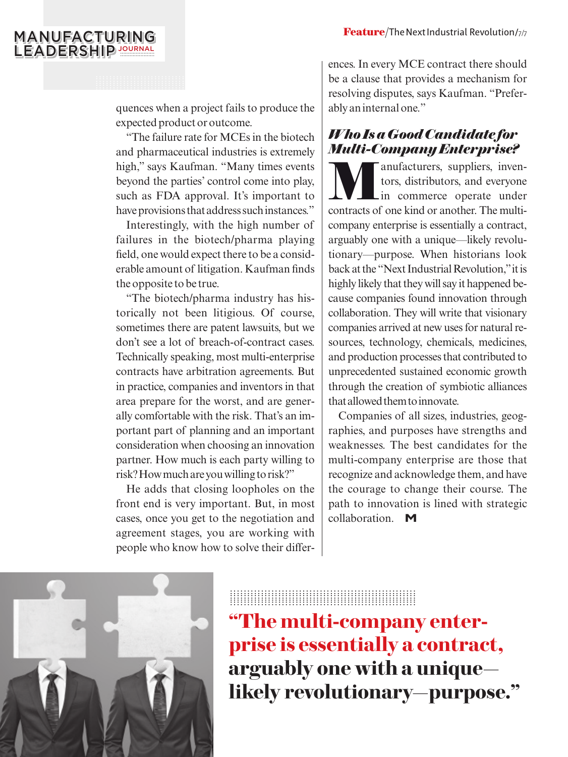quences when a project fails to produce the expected product or outcome.

"The failure rate for MCEs in the biotech and pharmaceutical industries is extremely high," says Kaufman. "Many times events beyond the parties' control come into play, such as FDA approval. It's important to have provisions that address such instances."

Interestingly, with the high number of failures in the biotech/pharma playing field, one would expect there to be a considerable amount of litigation. Kaufman finds the opposite to be true.

"The biotech/pharma industry has historically not been litigious. Of course, sometimes there are patent lawsuits, but we don't see a lot of breach-of-contract cases. Technically speaking, most multi-enterprise contracts have arbitration agreements. But in practice, companies and inventors in that area prepare for the worst, and are generally comfortable with the risk. That's an important part of planning and an important consideration when choosing an innovation partner. How much is each party willing to risk? How much are you willing to risk?"

He adds that closing loopholes on the front end is very important. But, in most cases, once you get to the negotiation and agreement stages, you are working with people who know how to solve their differences. In every MCE contract there should be a clause that provides a mechanism for resolving disputes, says Kaufman. "Preferably an internal one."

## *Who Is a Good Candidate for Multi-Company Enterprise?*

Manufacturers, suppliers, inventors, distributors, and everyone in commerce operate under contracts of one kind or another. The multi-company enterprise is essentially a contract, arguably one with a unique—likely revolutionary—purpose. When historians look back at the "Next Industrial Revolution," it is highly likely that they will say it happened because companies found innovation through collaboration. They will write that visionary companies arrived at new uses for natural resources, technology, chemicals, medicines, and production processes that contributed to unprecedented sustained economic growth through the creation of symbiotic alliances that allowed them to innovate.

Companies of all sizes, industries, geographies, and purposes have strengths and weaknesses. The best candidates for the multi-company enterprise are those that recognize and acknowledge them, and have the courage to change their course. The path to innovation is lined with strategic collaboration.

**"The multi-company enterprise is essentially a contract, arguably one with a unique—likely revolutionary—purpose."**